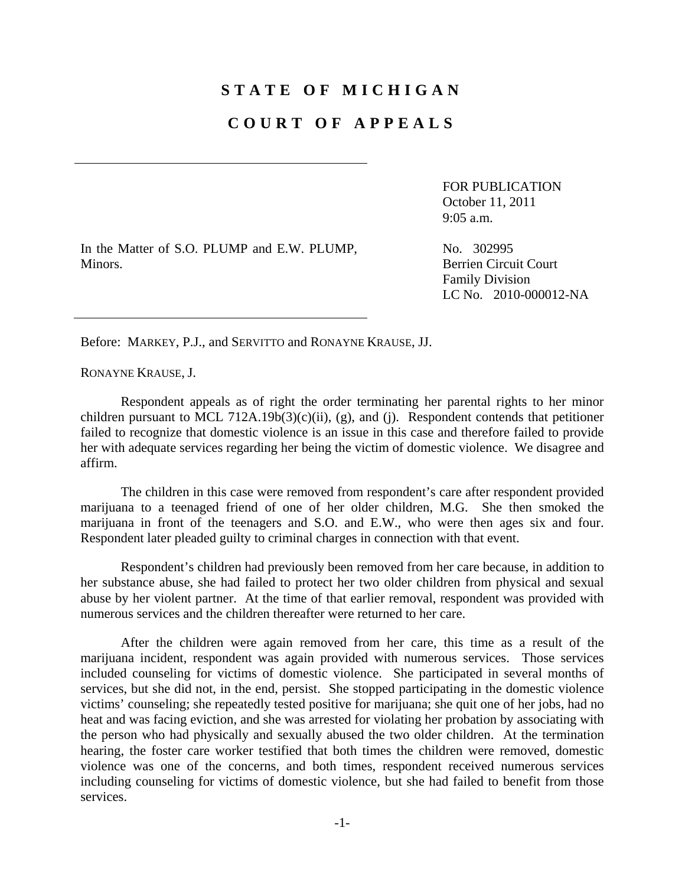# STATE OF MICHIGAN

# COURT OF APPEALS

In the Matter of S.O. PLUMP and E.W. PLUMP, Minors.

FOR PUBLICATION
October 11, 2011
9:05 a.m.

No. 302995
Berrien Circuit Court
Family Division
LC No. 2010-000012-NA

Before: MARKEY, P.J., and SERVITTO and RONAYNE KRAUSE, JJ.

RONAYNE KRAUSE, J.

Respondent appeals as of right the order terminating her parental rights to her minor children pursuant to MCL 712A.19b(3)(c)(ii), (g), and (j). Respondent contends that petitioner failed to recognize that domestic violence is an issue in this case and therefore failed to provide her with adequate services regarding her being the victim of domestic violence. We disagree and affirm.

The children in this case were removed from respondent's care after respondent provided marijuana to a teenaged friend of one of her older children, M.G. She then smoked the marijuana in front of the teenagers and S.O. and E.W., who were then ages six and four. Respondent later pleaded guilty to criminal charges in connection with that event.

Respondent's children had previously been removed from her care because, in addition to her substance abuse, she had failed to protect her two older children from physical and sexual abuse by her violent partner. At the time of that earlier removal, respondent was provided with numerous services and the children thereafter were returned to her care.

After the children were again removed from her care, this time as a result of the marijuana incident, respondent was again provided with numerous services. Those services included counseling for victims of domestic violence. She participated in several months of services, but she did not, in the end, persist. She stopped participating in the domestic violence victims' counseling; she repeatedly tested positive for marijuana; she quit one of her jobs, had no heat and was facing eviction, and she was arrested for violating her probation by associating with the person who had physically and sexually abused the two older children. At the termination hearing, the foster care worker testified that both times the children were removed, domestic violence was one of the concerns, and both times, respondent received numerous services including counseling for victims of domestic violence, but she had failed to benefit from those services.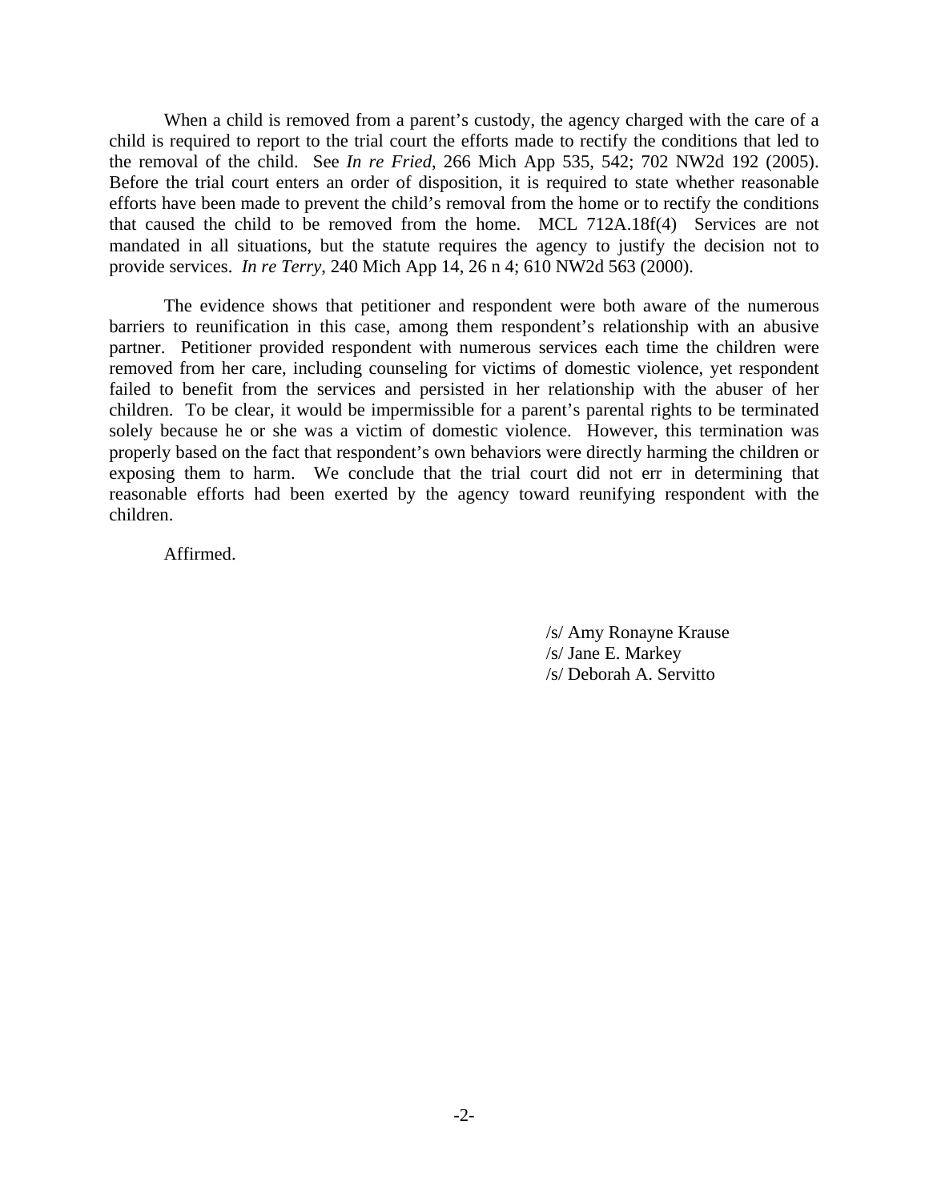When a child is removed from a parent's custody, the agency charged with the care of a child is required to report to the trial court the efforts made to rectify the conditions that led to the removal of the child. See *In re Fried*, 266 Mich App 535, 542; 702 NW2d 192 (2005). Before the trial court enters an order of disposition, it is required to state whether reasonable efforts have been made to prevent the child's removal from the home or to rectify the conditions that caused the child to be removed from the home. MCL 712A.18f(4) Services are not mandated in all situations, but the statute requires the agency to justify the decision not to provide services. *In re Terry*, 240 Mich App 14, 26 n 4; 610 NW2d 563 (2000).

The evidence shows that petitioner and respondent were both aware of the numerous barriers to reunification in this case, among them respondent's relationship with an abusive partner. Petitioner provided respondent with numerous services each time the children were removed from her care, including counseling for victims of domestic violence, yet respondent failed to benefit from the services and persisted in her relationship with the abuser of her children. To be clear, it would be impermissible for a parent's parental rights to be terminated solely because he or she was a victim of domestic violence. However, this termination was properly based on the fact that respondent's own behaviors were directly harming the children or exposing them to harm. We conclude that the trial court did not err in determining that reasonable efforts had been exerted by the agency toward reunifying respondent with the children.

Affirmed.

/s/ Amy Ronayne Krause
/s/ Jane E. Markey
/s/ Deborah A. Servitto